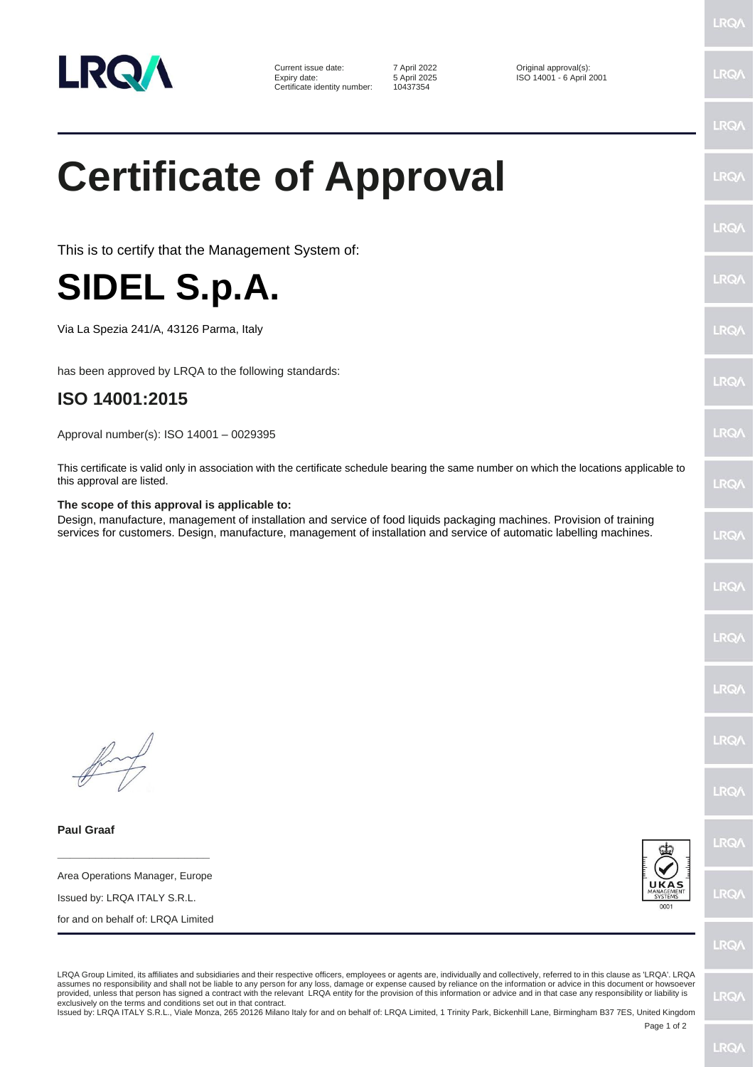Current issue date: 7 April 2022
Expiry date: 5 April 2025
Certificate identity number: 10437354

Original approval(s):
ISO 14001 - 6 April 2001

# Certificate of Approval

This is to certify that the Management System of:

# SIDEL S.p.A.

Via La Spezia 241/A, 43126 Parma, Italy

has been approved by LRQA to the following standards:

## ISO 14001:2015

Approval number(s): ISO 14001 – 0029395

This certificate is valid only in association with the certificate schedule bearing the same number on which the locations applicable to this approval are listed.

**The scope of this approval is applicable to:**

Design, manufacture, management of installation and service of food liquids packaging machines. Provision of training services for customers. Design, manufacture, management of installation and service of automatic labelling machines.

**Paul Graaf**

Area Operations Manager, Europe

Issued by: LRQA ITALY S.R.L.

for and on behalf of: LRQA Limited

LRQA Group Limited, its affiliates and subsidiaries and their respective officers, employees or agents are, individually and collectively, referred to in this clause as 'LRQA'. LRQA assumes no responsibility and shall not be liable to any person for any loss, damage or expense caused by reliance on the information or advice in this document or howsoever provided, unless that person has signed a contract with the relevant LRQA entity for the provision of this information or advice and in that case any responsibility or liability is exclusively on the terms and conditions set out in that contract.

Issued by: LRQA ITALY S.R.L., Viale Monza, 265 20126 Milano Italy for and on behalf of: LRQA Limited, 1 Trinity Park, Bickenhill Lane, Birmingham B37 7ES, United Kingdom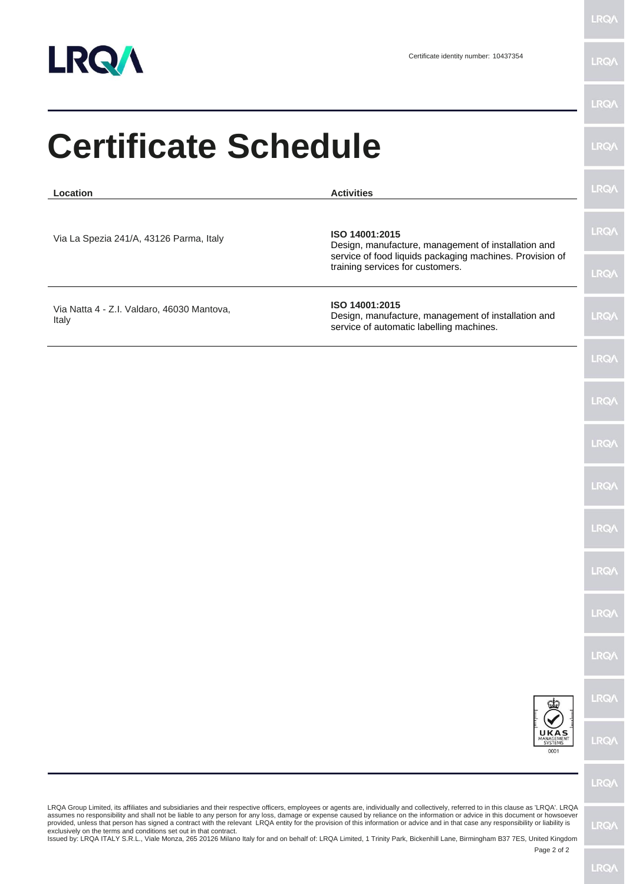Certificate identity number: 10437354

# Certificate Schedule

| Location | Activities |
| --- | --- |
| Via La Spezia 241/A, 43126 Parma, Italy | **ISO 14001:2015**<br>Design, manufacture, management of installation and service of food liquids packaging machines. Provision of training services for customers. |
| Via Natta 4 - Z.I. Valdaro, 46030 Mantova, Italy | **ISO 14001:2015**<br>Design, manufacture, management of installation and service of automatic labelling machines. |

UKAS MANAGEMENT SYSTEMS 0001

LRQA Group Limited, its affiliates and subsidiaries and their respective officers, employees or agents are, individually and collectively, referred to in this clause as 'LRQA'. LRQA assumes no responsibility and shall not be liable to any person for any loss, damage or expense caused by reliance on the information or advice in this document or howsoever provided, unless that person has signed a contract with the relevant LRQA entity for the provision of this information or advice and in that case any responsibility or liability is exclusively on the terms and conditions set out in that contract.
Issued by: LRQA ITALY S.R.L., Viale Monza, 265 20126 Milano Italy for and on behalf of: LRQA Limited, 1 Trinity Park, Bickenhill Lane, Birmingham B37 7ES, United Kingdom